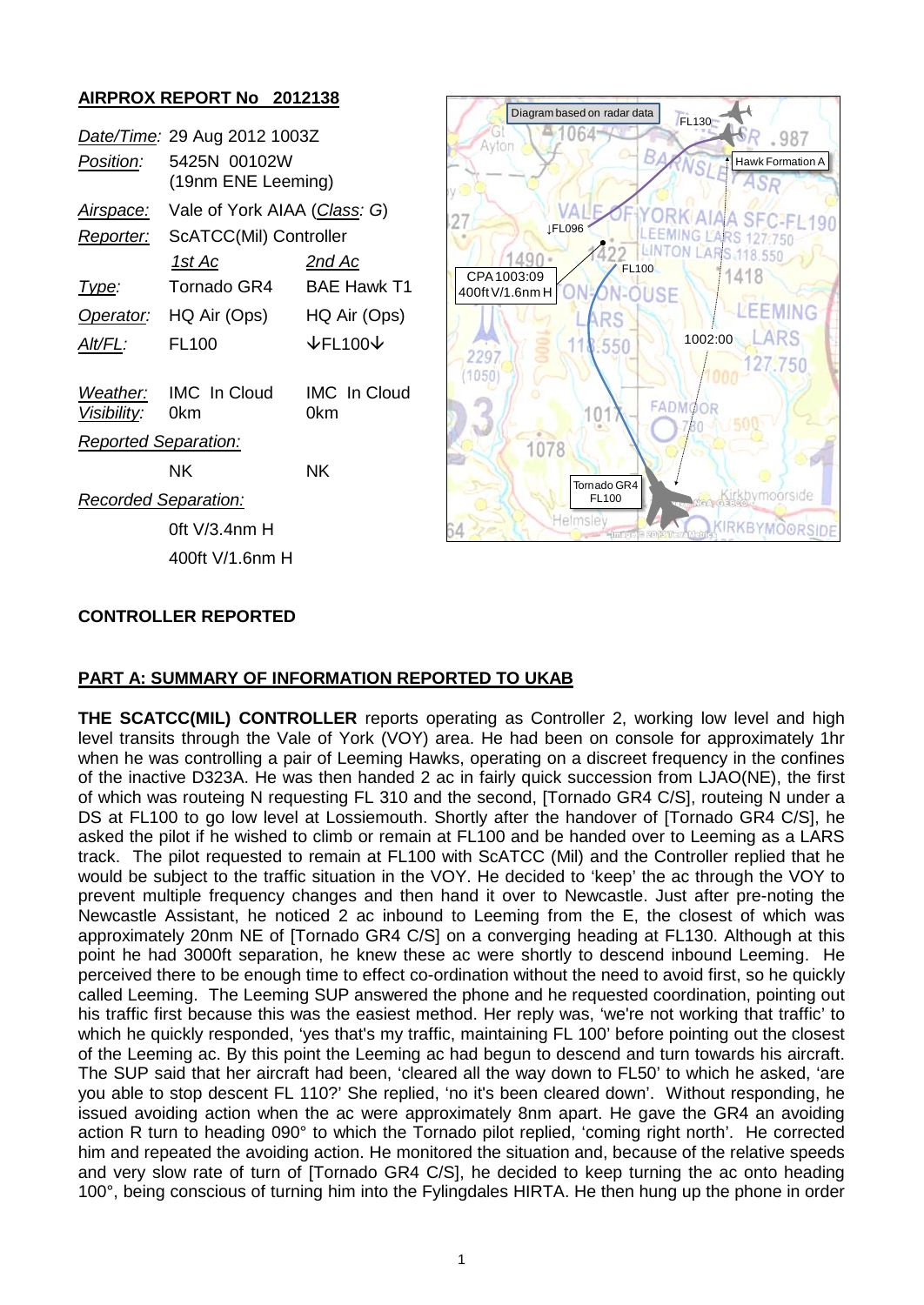## AIRPROX REPORT No 2012138

| | | |
|---|---|---|
| *Date/Time:* | 29 Aug 2012 1003Z | |
| *Position:* | 5425N 00102W (19nm ENE Leeming) | |
| *Airspace:* | Vale of York AIAA (*Class*: G) | |
| *Reporter:* | ScATCC(Mil) Controller | |
| | *1st Ac* | *2nd Ac* |
| *Type:* | Tornado GR4 | BAE Hawk T1 |
| *Operator:* | HQ Air (Ops) | HQ Air (Ops) |
| *Alt/FL:* | FL100 | ↓FL100↓ |
| *Weather:* | IMC In Cloud | IMC In Cloud |
| *Visibility:* | 0km | 0km |
| *Reported Separation:* | | |
| | NK | NK |
| *Recorded Separation:* | | |
| | 0ft V/3.4nm H | |
| | 400ft V/1.6nm H | |

Diagram based on radar data

## CONTROLLER REPORTED

## PART A: SUMMARY OF INFORMATION REPORTED TO UKAB

**THE SCATCC(MIL) CONTROLLER** reports operating as Controller 2, working low level and high level transits through the Vale of York (VOY) area. He had been on console for approximately 1hr when he was controlling a pair of Leeming Hawks, operating on a discreet frequency in the confines of the inactive D323A. He was then handed 2 ac in fairly quick succession from LJAO(NE), the first of which was routeing N requesting FL 310 and the second, [Tornado GR4 C/S], routeing N under a DS at FL100 to go low level at Lossiemouth. Shortly after the handover of [Tornado GR4 C/S], he asked the pilot if he wished to climb or remain at FL100 and be handed over to Leeming as a LARS track. The pilot requested to remain at FL100 with ScATCC (Mil) and the Controller replied that he would be subject to the traffic situation in the VOY. He decided to 'keep' the ac through the VOY to prevent multiple frequency changes and then hand it over to Newcastle. Just after pre-noting the Newcastle Assistant, he noticed 2 ac inbound to Leeming from the E, the closest of which was approximately 20nm NE of [Tornado GR4 C/S] on a converging heading at FL130. Although at this point he had 3000ft separation, he knew these ac were shortly to descend inbound Leeming. He perceived there to be enough time to effect co-ordination without the need to avoid first, so he quickly called Leeming. The Leeming SUP answered the phone and he requested coordination, pointing out his traffic first because this was the easiest method. Her reply was, 'we're not working that traffic' to which he quickly responded, 'yes that's my traffic, maintaining FL 100' before pointing out the closest of the Leeming ac. By this point the Leeming ac had begun to descend and turn towards his aircraft. The SUP said that her aircraft had been, 'cleared all the way down to FL50' to which he asked, 'are you able to stop descent FL 110?' She replied, 'no it's been cleared down'. Without responding, he issued avoiding action when the ac were approximately 8nm apart. He gave the GR4 an avoiding action R turn to heading 090° to which the Tornado pilot replied, 'coming right north'. He corrected him and repeated the avoiding action. He monitored the situation and, because of the relative speeds and very slow rate of turn of [Tornado GR4 C/S], he decided to keep turning the ac onto heading 100°, being conscious of turning him into the Fylingdales HIRTA. He then hung up the phone in order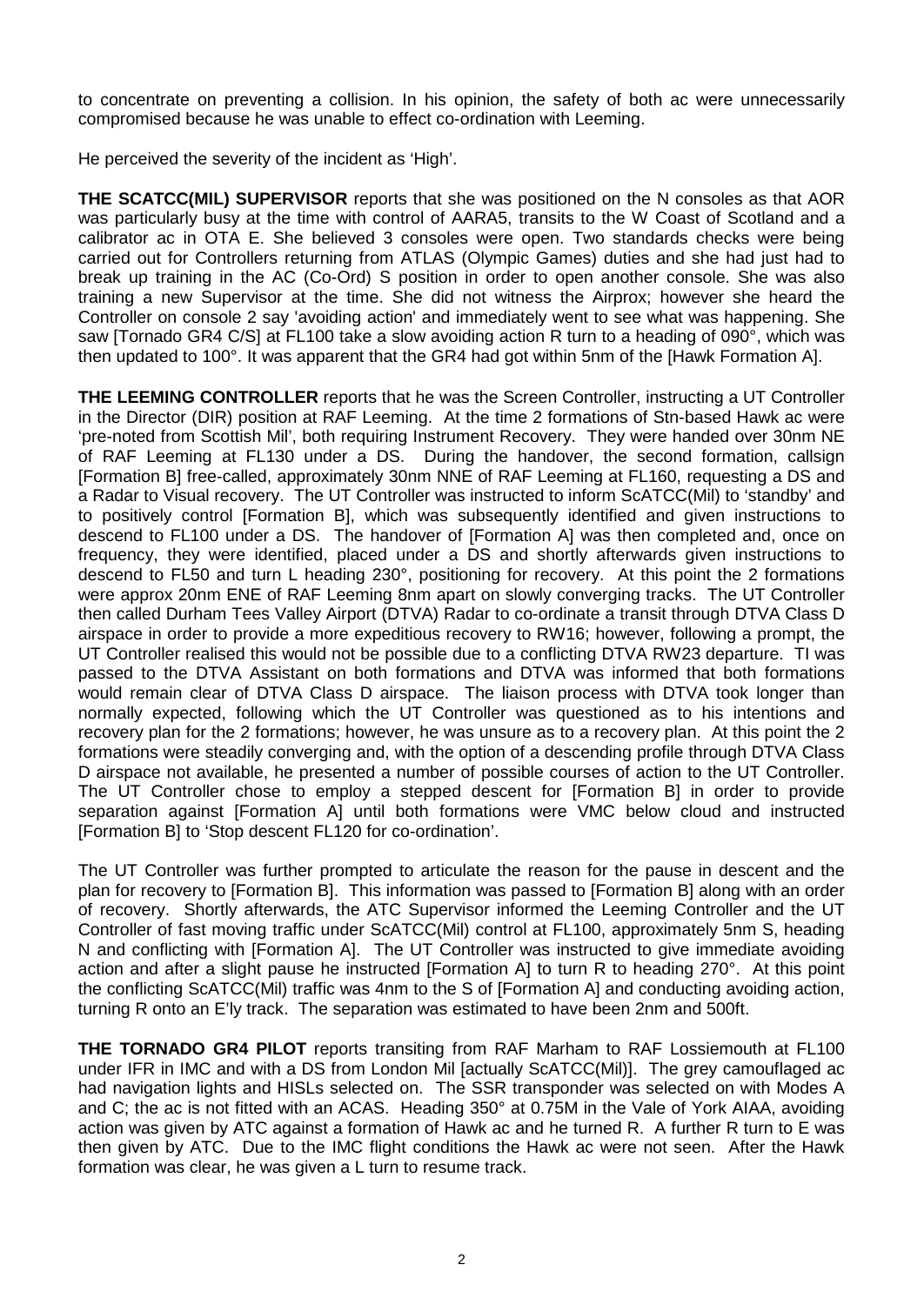to concentrate on preventing a collision. In his opinion, the safety of both ac were unnecessarily compromised because he was unable to effect co-ordination with Leeming.

He perceived the severity of the incident as 'High'.

**THE SCATCC(MIL) SUPERVISOR** reports that she was positioned on the N consoles as that AOR was particularly busy at the time with control of AARA5, transits to the W Coast of Scotland and a calibrator ac in OTA E. She believed 3 consoles were open. Two standards checks were being carried out for Controllers returning from ATLAS (Olympic Games) duties and she had just had to break up training in the AC (Co-Ord) S position in order to open another console. She was also training a new Supervisor at the time. She did not witness the Airprox; however she heard the Controller on console 2 say 'avoiding action' and immediately went to see what was happening. She saw [Tornado GR4 C/S] at FL100 take a slow avoiding action R turn to a heading of 090°, which was then updated to 100°. It was apparent that the GR4 had got within 5nm of the [Hawk Formation A].

**THE LEEMING CONTROLLER** reports that he was the Screen Controller, instructing a UT Controller in the Director (DIR) position at RAF Leeming. At the time 2 formations of Stn-based Hawk ac were 'pre-noted from Scottish Mil', both requiring Instrument Recovery. They were handed over 30nm NE of RAF Leeming at FL130 under a DS. During the handover, the second formation, callsign [Formation B] free-called, approximately 30nm NNE of RAF Leeming at FL160, requesting a DS and a Radar to Visual recovery. The UT Controller was instructed to inform ScATCC(Mil) to 'standby' and to positively control [Formation B], which was subsequently identified and given instructions to descend to FL100 under a DS. The handover of [Formation A] was then completed and, once on frequency, they were identified, placed under a DS and shortly afterwards given instructions to descend to FL50 and turn L heading 230°, positioning for recovery. At this point the 2 formations were approx 20nm ENE of RAF Leeming 8nm apart on slowly converging tracks. The UT Controller then called Durham Tees Valley Airport (DTVA) Radar to co-ordinate a transit through DTVA Class D airspace in order to provide a more expeditious recovery to RW16; however, following a prompt, the UT Controller realised this would not be possible due to a conflicting DTVA RW23 departure. TI was passed to the DTVA Assistant on both formations and DTVA was informed that both formations would remain clear of DTVA Class D airspace. The liaison process with DTVA took longer than normally expected, following which the UT Controller was questioned as to his intentions and recovery plan for the 2 formations; however, he was unsure as to a recovery plan. At this point the 2 formations were steadily converging and, with the option of a descending profile through DTVA Class D airspace not available, he presented a number of possible courses of action to the UT Controller. The UT Controller chose to employ a stepped descent for [Formation B] in order to provide separation against [Formation A] until both formations were VMC below cloud and instructed [Formation B] to 'Stop descent FL120 for co-ordination'.

The UT Controller was further prompted to articulate the reason for the pause in descent and the plan for recovery to [Formation B]. This information was passed to [Formation B] along with an order of recovery. Shortly afterwards, the ATC Supervisor informed the Leeming Controller and the UT Controller of fast moving traffic under ScATCC(Mil) control at FL100, approximately 5nm S, heading N and conflicting with [Formation A]. The UT Controller was instructed to give immediate avoiding action and after a slight pause he instructed [Formation A] to turn R to heading 270°. At this point the conflicting ScATCC(Mil) traffic was 4nm to the S of [Formation A] and conducting avoiding action, turning R onto an E'ly track. The separation was estimated to have been 2nm and 500ft.

**THE TORNADO GR4 PILOT** reports transiting from RAF Marham to RAF Lossiemouth at FL100 under IFR in IMC and with a DS from London Mil [actually ScATCC(Mil)]. The grey camouflaged ac had navigation lights and HISLs selected on. The SSR transponder was selected on with Modes A and C; the ac is not fitted with an ACAS. Heading 350° at 0.75M in the Vale of York AIAA, avoiding action was given by ATC against a formation of Hawk ac and he turned R. A further R turn to E was then given by ATC. Due to the IMC flight conditions the Hawk ac were not seen. After the Hawk formation was clear, he was given a L turn to resume track.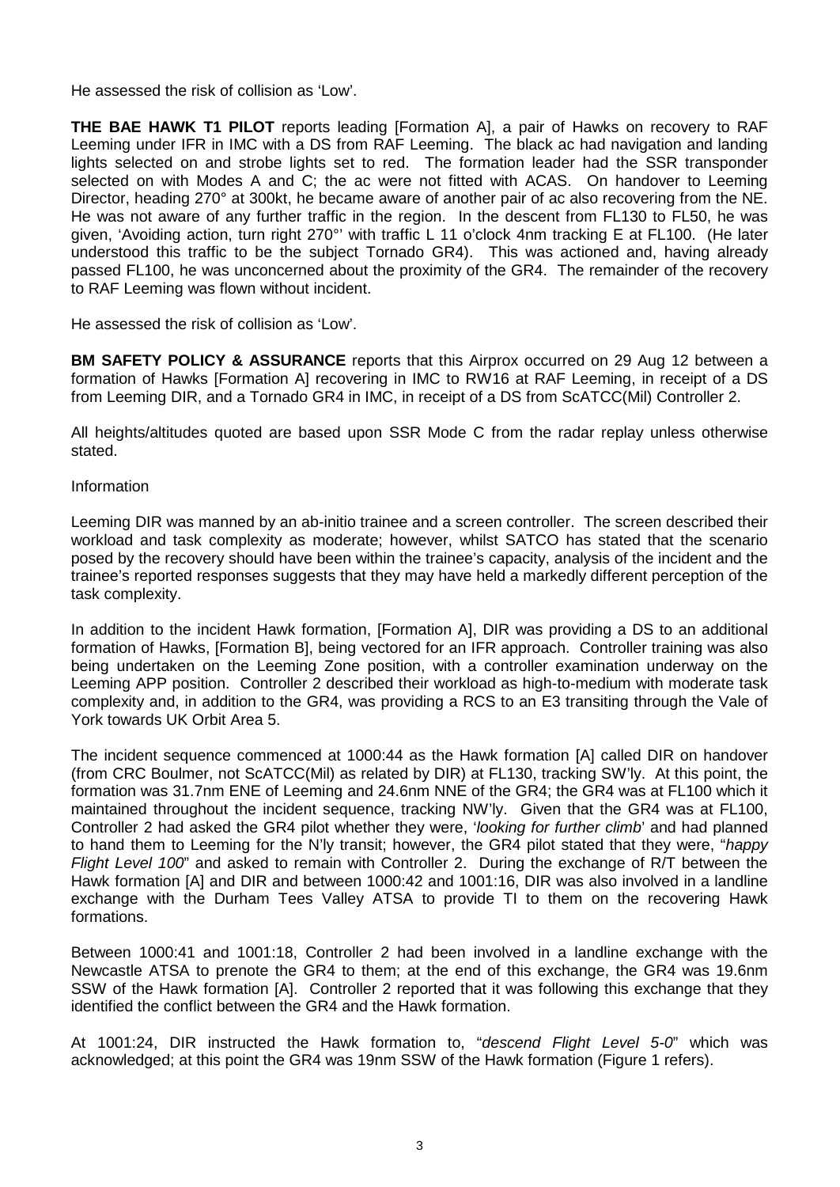He assessed the risk of collision as 'Low'.

**THE BAE HAWK T1 PILOT** reports leading [Formation A], a pair of Hawks on recovery to RAF Leeming under IFR in IMC with a DS from RAF Leeming. The black ac had navigation and landing lights selected on and strobe lights set to red. The formation leader had the SSR transponder selected on with Modes A and C; the ac were not fitted with ACAS. On handover to Leeming Director, heading 270° at 300kt, he became aware of another pair of ac also recovering from the NE. He was not aware of any further traffic in the region. In the descent from FL130 to FL50, he was given, 'Avoiding action, turn right 270°' with traffic L 11 o'clock 4nm tracking E at FL100. (He later understood this traffic to be the subject Tornado GR4). This was actioned and, having already passed FL100, he was unconcerned about the proximity of the GR4. The remainder of the recovery to RAF Leeming was flown without incident.

He assessed the risk of collision as 'Low'.

**BM SAFETY POLICY & ASSURANCE** reports that this Airprox occurred on 29 Aug 12 between a formation of Hawks [Formation A] recovering in IMC to RW16 at RAF Leeming, in receipt of a DS from Leeming DIR, and a Tornado GR4 in IMC, in receipt of a DS from ScATCC(Mil) Controller 2.

All heights/altitudes quoted are based upon SSR Mode C from the radar replay unless otherwise stated.

Information

Leeming DIR was manned by an ab-initio trainee and a screen controller. The screen described their workload and task complexity as moderate; however, whilst SATCO has stated that the scenario posed by the recovery should have been within the trainee's capacity, analysis of the incident and the trainee's reported responses suggests that they may have held a markedly different perception of the task complexity.

In addition to the incident Hawk formation, [Formation A], DIR was providing a DS to an additional formation of Hawks, [Formation B], being vectored for an IFR approach. Controller training was also being undertaken on the Leeming Zone position, with a controller examination underway on the Leeming APP position. Controller 2 described their workload as high-to-medium with moderate task complexity and, in addition to the GR4, was providing a RCS to an E3 transiting through the Vale of York towards UK Orbit Area 5.

The incident sequence commenced at 1000:44 as the Hawk formation [A] called DIR on handover (from CRC Boulmer, not ScATCC(Mil) as related by DIR) at FL130, tracking SW'ly. At this point, the formation was 31.7nm ENE of Leeming and 24.6nm NNE of the GR4; the GR4 was at FL100 which it maintained throughout the incident sequence, tracking NW'ly. Given that the GR4 was at FL100, Controller 2 had asked the GR4 pilot whether they were, '*looking for further climb*' and had planned to hand them to Leeming for the N'ly transit; however, the GR4 pilot stated that they were, "*happy Flight Level 100*" and asked to remain with Controller 2. During the exchange of R/T between the Hawk formation [A] and DIR and between 1000:42 and 1001:16, DIR was also involved in a landline exchange with the Durham Tees Valley ATSA to provide TI to them on the recovering Hawk formations.

Between 1000:41 and 1001:18, Controller 2 had been involved in a landline exchange with the Newcastle ATSA to prenote the GR4 to them; at the end of this exchange, the GR4 was 19.6nm SSW of the Hawk formation [A]. Controller 2 reported that it was following this exchange that they identified the conflict between the GR4 and the Hawk formation.

At 1001:24, DIR instructed the Hawk formation to, "*descend Flight Level 5-0*" which was acknowledged; at this point the GR4 was 19nm SSW of the Hawk formation (Figure 1 refers).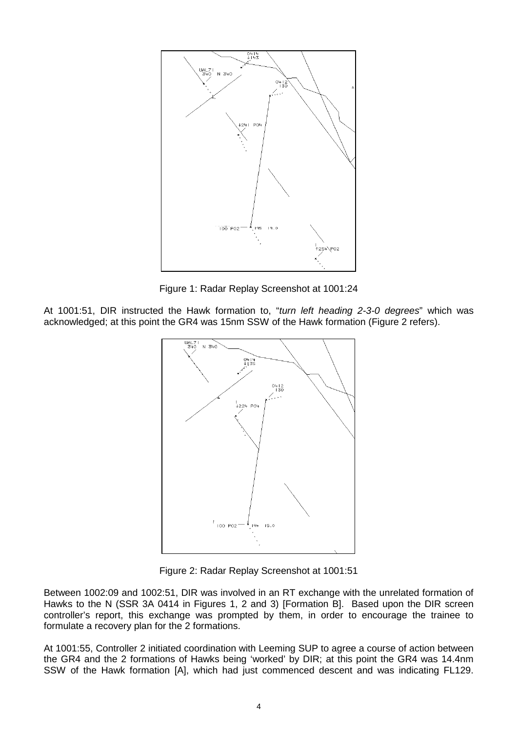Figure 1: Radar Replay Screenshot at 1001:24

At 1001:51, DIR instructed the Hawk formation to, "*turn left heading 2-3-0 degrees*" which was acknowledged; at this point the GR4 was 15nm SSW of the Hawk formation (Figure 2 refers).

Figure 2: Radar Replay Screenshot at 1001:51

Between 1002:09 and 1002:51, DIR was involved in an RT exchange with the unrelated formation of Hawks to the N (SSR 3A 0414 in Figures 1, 2 and 3) [Formation B]. Based upon the DIR screen controller's report, this exchange was prompted by them, in order to encourage the trainee to formulate a recovery plan for the 2 formations.

At 1001:55, Controller 2 initiated coordination with Leeming SUP to agree a course of action between the GR4 and the 2 formations of Hawks being 'worked' by DIR; at this point the GR4 was 14.4nm SSW of the Hawk formation [A], which had just commenced descent and was indicating FL129.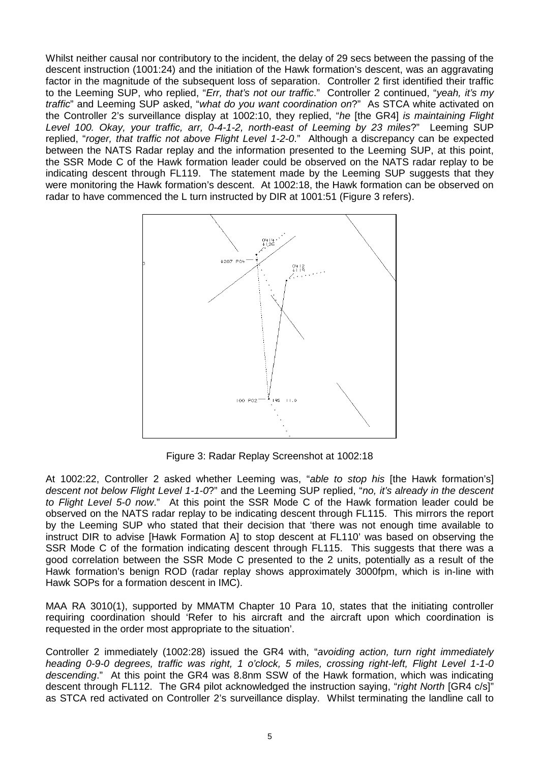Whilst neither causal nor contributory to the incident, the delay of 29 secs between the passing of the descent instruction (1001:24) and the initiation of the Hawk formation's descent, was an aggravating factor in the magnitude of the subsequent loss of separation. Controller 2 first identified their traffic to the Leeming SUP, who replied, "*Err, that's not our traffic*." Controller 2 continued, "*yeah, it's my traffic*" and Leeming SUP asked, "*what do you want coordination on*?" As STCA white activated on the Controller 2's surveillance display at 1002:10, they replied, "*he* [the GR4] *is maintaining Flight Level 100. Okay, your traffic, arr, 0-4-1-2, north-east of Leeming by 23 miles*?" Leeming SUP replied, "*roger, that traffic not above Flight Level 1-2-0*." Although a discrepancy can be expected between the NATS Radar replay and the information presented to the Leeming SUP, at this point, the SSR Mode C of the Hawk formation leader could be observed on the NATS radar replay to be indicating descent through FL119. The statement made by the Leeming SUP suggests that they were monitoring the Hawk formation's descent. At 1002:18, the Hawk formation can be observed on radar to have commenced the L turn instructed by DIR at 1001:51 (Figure 3 refers).

Figure 3: Radar Replay Screenshot at 1002:18

At 1002:22, Controller 2 asked whether Leeming was, "*able to stop his* [the Hawk formation's] *descent not below Flight Level 1-1-0*?" and the Leeming SUP replied, "*no, it's already in the descent to Flight Level 5-0 now*." At this point the SSR Mode C of the Hawk formation leader could be observed on the NATS radar replay to be indicating descent through FL115. This mirrors the report by the Leeming SUP who stated that their decision that 'there was not enough time available to instruct DIR to advise [Hawk Formation A] to stop descent at FL110' was based on observing the SSR Mode C of the formation indicating descent through FL115. This suggests that there was a good correlation between the SSR Mode C presented to the 2 units, potentially as a result of the Hawk formation's benign ROD (radar replay shows approximately 3000fpm, which is in-line with Hawk SOPs for a formation descent in IMC).

MAA RA 3010(1), supported by MMATM Chapter 10 Para 10, states that the initiating controller requiring coordination should 'Refer to his aircraft and the aircraft upon which coordination is requested in the order most appropriate to the situation'.

Controller 2 immediately (1002:28) issued the GR4 with, "*avoiding action, turn right immediately heading 0-9-0 degrees, traffic was right, 1 o'clock, 5 miles, crossing right-left, Flight Level 1-1-0 descending*." At this point the GR4 was 8.8nm SSW of the Hawk formation, which was indicating descent through FL112. The GR4 pilot acknowledged the instruction saying, "*right North* [GR4 c/s]" as STCA red activated on Controller 2's surveillance display. Whilst terminating the landline call to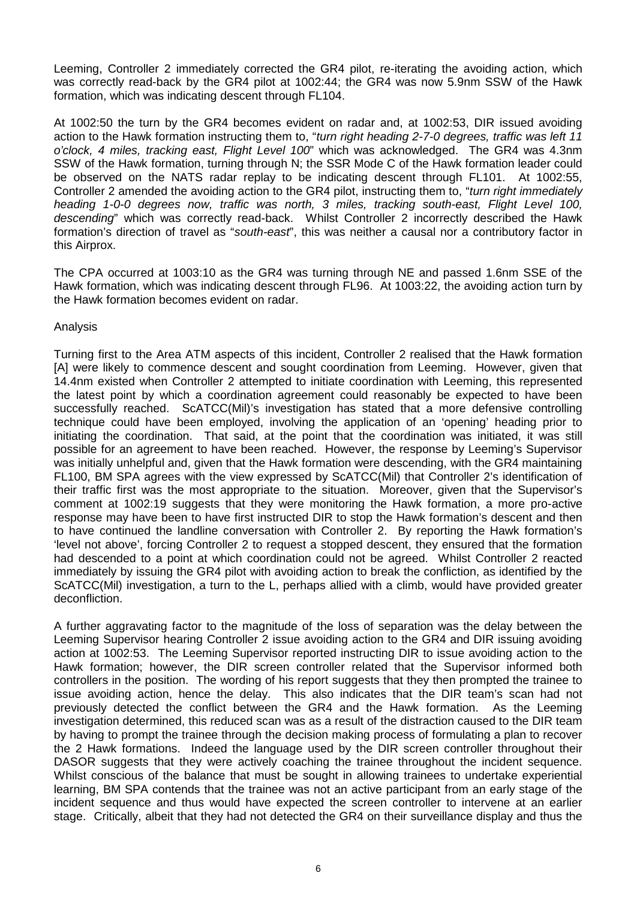Leeming, Controller 2 immediately corrected the GR4 pilot, re-iterating the avoiding action, which was correctly read-back by the GR4 pilot at 1002:44; the GR4 was now 5.9nm SSW of the Hawk formation, which was indicating descent through FL104.

At 1002:50 the turn by the GR4 becomes evident on radar and, at 1002:53, DIR issued avoiding action to the Hawk formation instructing them to, "*turn right heading 2-7-0 degrees, traffic was left 11 o'clock, 4 miles, tracking east, Flight Level 100*" which was acknowledged. The GR4 was 4.3nm SSW of the Hawk formation, turning through N; the SSR Mode C of the Hawk formation leader could be observed on the NATS radar replay to be indicating descent through FL101. At 1002:55, Controller 2 amended the avoiding action to the GR4 pilot, instructing them to, "*turn right immediately heading 1-0-0 degrees now, traffic was north, 3 miles, tracking south-east, Flight Level 100, descending*" which was correctly read-back. Whilst Controller 2 incorrectly described the Hawk formation's direction of travel as "*south-east*", this was neither a causal nor a contributory factor in this Airprox.

The CPA occurred at 1003:10 as the GR4 was turning through NE and passed 1.6nm SSE of the Hawk formation, which was indicating descent through FL96. At 1003:22, the avoiding action turn by the Hawk formation becomes evident on radar.

Analysis

Turning first to the Area ATM aspects of this incident, Controller 2 realised that the Hawk formation [A] were likely to commence descent and sought coordination from Leeming. However, given that 14.4nm existed when Controller 2 attempted to initiate coordination with Leeming, this represented the latest point by which a coordination agreement could reasonably be expected to have been successfully reached. ScATCC(Mil)'s investigation has stated that a more defensive controlling technique could have been employed, involving the application of an 'opening' heading prior to initiating the coordination. That said, at the point that the coordination was initiated, it was still possible for an agreement to have been reached. However, the response by Leeming's Supervisor was initially unhelpful and, given that the Hawk formation were descending, with the GR4 maintaining FL100, BM SPA agrees with the view expressed by ScATCC(Mil) that Controller 2's identification of their traffic first was the most appropriate to the situation. Moreover, given that the Supervisor's comment at 1002:19 suggests that they were monitoring the Hawk formation, a more pro-active response may have been to have first instructed DIR to stop the Hawk formation's descent and then to have continued the landline conversation with Controller 2. By reporting the Hawk formation's 'level not above', forcing Controller 2 to request a stopped descent, they ensured that the formation had descended to a point at which coordination could not be agreed. Whilst Controller 2 reacted immediately by issuing the GR4 pilot with avoiding action to break the confliction, as identified by the ScATCC(Mil) investigation, a turn to the L, perhaps allied with a climb, would have provided greater deconfliction.

A further aggravating factor to the magnitude of the loss of separation was the delay between the Leeming Supervisor hearing Controller 2 issue avoiding action to the GR4 and DIR issuing avoiding action at 1002:53. The Leeming Supervisor reported instructing DIR to issue avoiding action to the Hawk formation; however, the DIR screen controller related that the Supervisor informed both controllers in the position. The wording of his report suggests that they then prompted the trainee to issue avoiding action, hence the delay. This also indicates that the DIR team's scan had not previously detected the conflict between the GR4 and the Hawk formation. As the Leeming investigation determined, this reduced scan was as a result of the distraction caused to the DIR team by having to prompt the trainee through the decision making process of formulating a plan to recover the 2 Hawk formations. Indeed the language used by the DIR screen controller throughout their DASOR suggests that they were actively coaching the trainee throughout the incident sequence. Whilst conscious of the balance that must be sought in allowing trainees to undertake experiential learning, BM SPA contends that the trainee was not an active participant from an early stage of the incident sequence and thus would have expected the screen controller to intervene at an earlier stage. Critically, albeit that they had not detected the GR4 on their surveillance display and thus the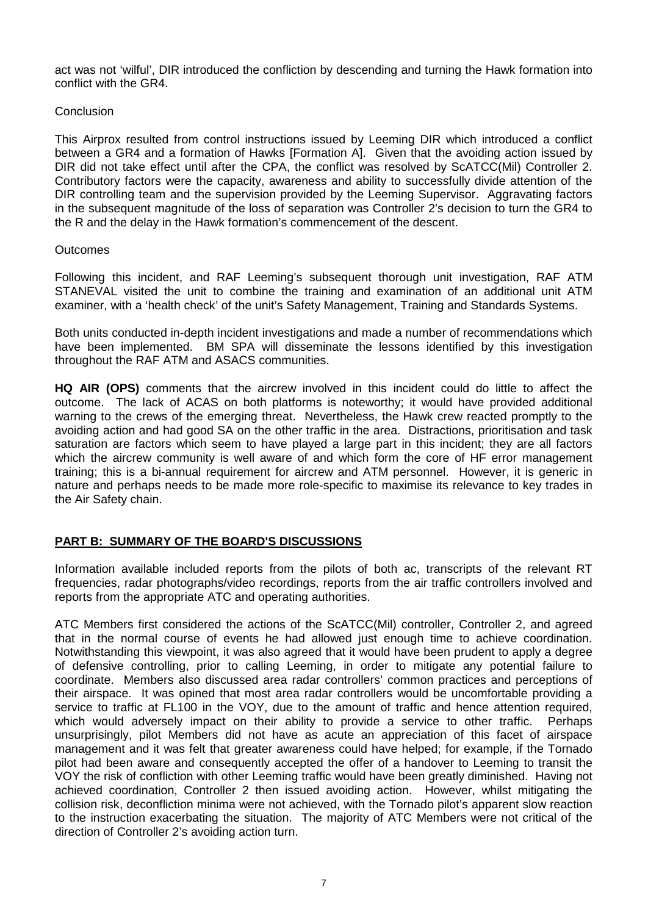act was not 'wilful', DIR introduced the confliction by descending and turning the Hawk formation into conflict with the GR4.

Conclusion

This Airprox resulted from control instructions issued by Leeming DIR which introduced a conflict between a GR4 and a formation of Hawks [Formation A]. Given that the avoiding action issued by DIR did not take effect until after the CPA, the conflict was resolved by ScATCC(Mil) Controller 2. Contributory factors were the capacity, awareness and ability to successfully divide attention of the DIR controlling team and the supervision provided by the Leeming Supervisor. Aggravating factors in the subsequent magnitude of the loss of separation was Controller 2's decision to turn the GR4 to the R and the delay in the Hawk formation's commencement of the descent.

Outcomes

Following this incident, and RAF Leeming's subsequent thorough unit investigation, RAF ATM STANEVAL visited the unit to combine the training and examination of an additional unit ATM examiner, with a 'health check' of the unit's Safety Management, Training and Standards Systems.

Both units conducted in-depth incident investigations and made a number of recommendations which have been implemented. BM SPA will disseminate the lessons identified by this investigation throughout the RAF ATM and ASACS communities.

**HQ AIR (OPS)** comments that the aircrew involved in this incident could do little to affect the outcome. The lack of ACAS on both platforms is noteworthy; it would have provided additional warning to the crews of the emerging threat. Nevertheless, the Hawk crew reacted promptly to the avoiding action and had good SA on the other traffic in the area. Distractions, prioritisation and task saturation are factors which seem to have played a large part in this incident; they are all factors which the aircrew community is well aware of and which form the core of HF error management training; this is a bi-annual requirement for aircrew and ATM personnel. However, it is generic in nature and perhaps needs to be made more role-specific to maximise its relevance to key trades in the Air Safety chain.

## PART B: SUMMARY OF THE BOARD'S DISCUSSIONS

Information available included reports from the pilots of both ac, transcripts of the relevant RT frequencies, radar photographs/video recordings, reports from the air traffic controllers involved and reports from the appropriate ATC and operating authorities.

ATC Members first considered the actions of the ScATCC(Mil) controller, Controller 2, and agreed that in the normal course of events he had allowed just enough time to achieve coordination. Notwithstanding this viewpoint, it was also agreed that it would have been prudent to apply a degree of defensive controlling, prior to calling Leeming, in order to mitigate any potential failure to coordinate. Members also discussed area radar controllers' common practices and perceptions of their airspace. It was opined that most area radar controllers would be uncomfortable providing a service to traffic at FL100 in the VOY, due to the amount of traffic and hence attention required, which would adversely impact on their ability to provide a service to other traffic. Perhaps unsurprisingly, pilot Members did not have as acute an appreciation of this facet of airspace management and it was felt that greater awareness could have helped; for example, if the Tornado pilot had been aware and consequently accepted the offer of a handover to Leeming to transit the VOY the risk of confliction with other Leeming traffic would have been greatly diminished. Having not achieved coordination, Controller 2 then issued avoiding action. However, whilst mitigating the collision risk, deconfliction minima were not achieved, with the Tornado pilot's apparent slow reaction to the instruction exacerbating the situation. The majority of ATC Members were not critical of the direction of Controller 2's avoiding action turn.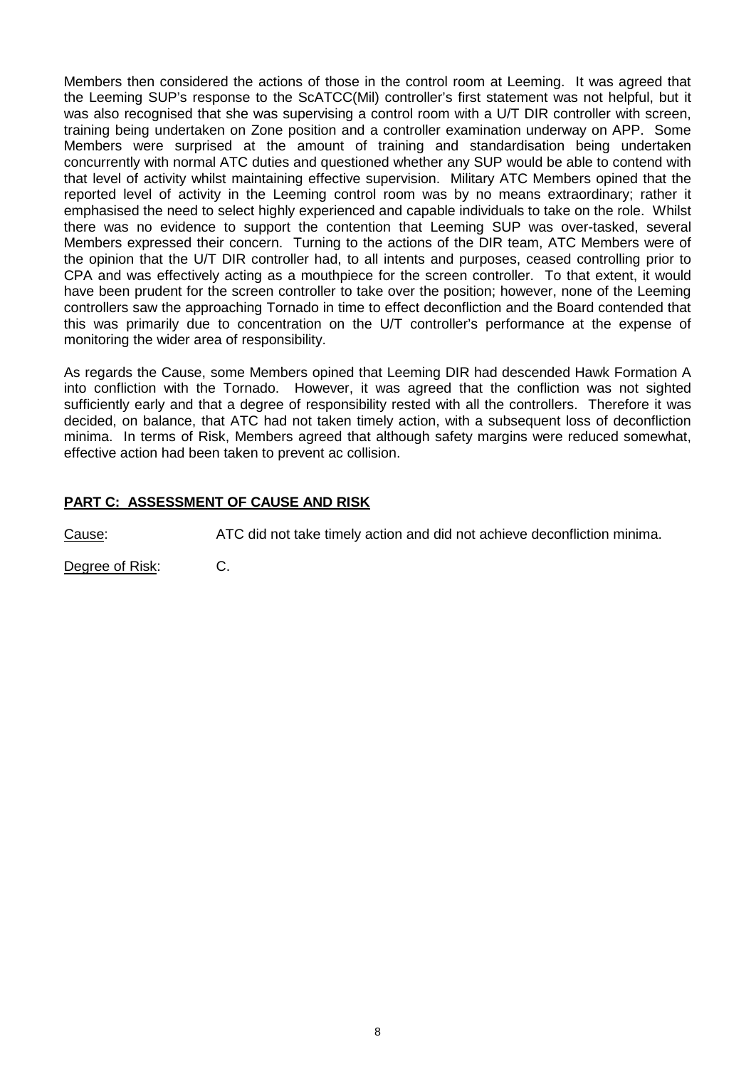Members then considered the actions of those in the control room at Leeming. It was agreed that the Leeming SUP's response to the ScATCC(Mil) controller's first statement was not helpful, but it was also recognised that she was supervising a control room with a U/T DIR controller with screen, training being undertaken on Zone position and a controller examination underway on APP. Some Members were surprised at the amount of training and standardisation being undertaken concurrently with normal ATC duties and questioned whether any SUP would be able to contend with that level of activity whilst maintaining effective supervision. Military ATC Members opined that the reported level of activity in the Leeming control room was by no means extraordinary; rather it emphasised the need to select highly experienced and capable individuals to take on the role. Whilst there was no evidence to support the contention that Leeming SUP was over-tasked, several Members expressed their concern. Turning to the actions of the DIR team, ATC Members were of the opinion that the U/T DIR controller had, to all intents and purposes, ceased controlling prior to CPA and was effectively acting as a mouthpiece for the screen controller. To that extent, it would have been prudent for the screen controller to take over the position; however, none of the Leeming controllers saw the approaching Tornado in time to effect deconfliction and the Board contended that this was primarily due to concentration on the U/T controller's performance at the expense of monitoring the wider area of responsibility.

As regards the Cause, some Members opined that Leeming DIR had descended Hawk Formation A into confliction with the Tornado. However, it was agreed that the confliction was not sighted sufficiently early and that a degree of responsibility rested with all the controllers. Therefore it was decided, on balance, that ATC had not taken timely action, with a subsequent loss of deconfliction minima. In terms of Risk, Members agreed that although safety margins were reduced somewhat, effective action had been taken to prevent ac collision.

## PART C: ASSESSMENT OF CAUSE AND RISK

Cause: ATC did not take timely action and did not achieve deconfliction minima.

Degree of Risk: C.